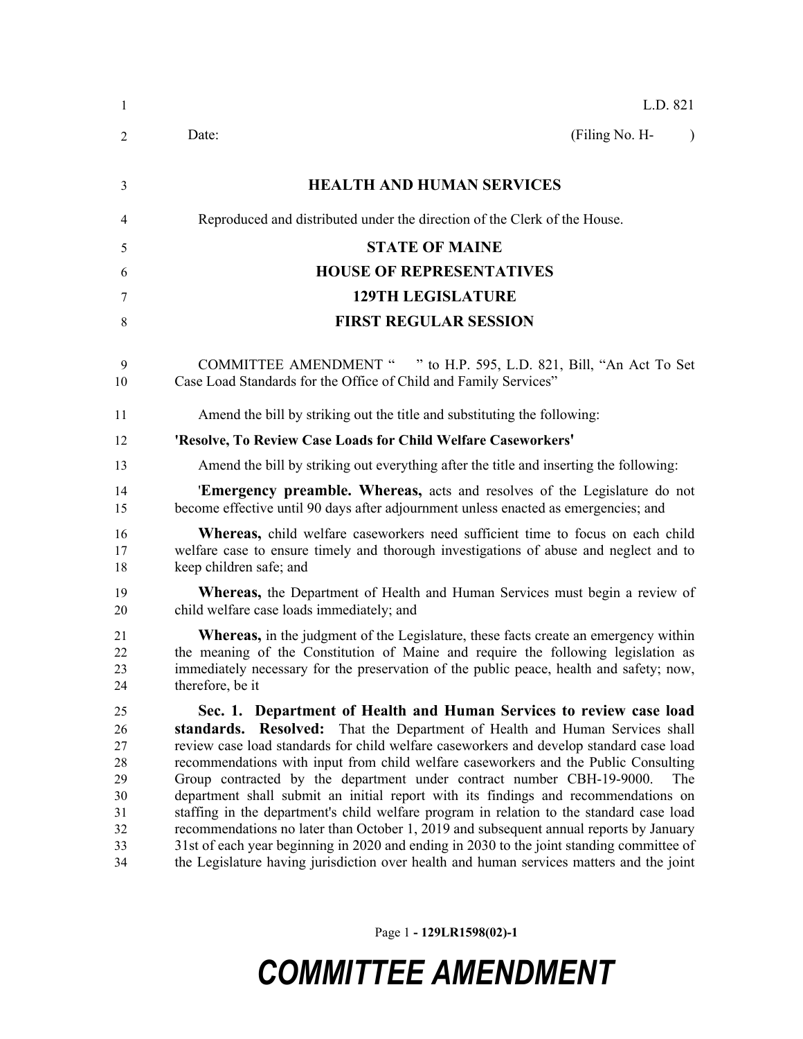L.D. 821

Date: (Filing No. H- )

## HEALTH AND HUMAN SERVICES

Reproduced and distributed under the direction of the Clerk of the House.

## STATE OF MAINE
## HOUSE OF REPRESENTATIVES
## 129TH LEGISLATURE
## FIRST REGULAR SESSION

COMMITTEE AMENDMENT " " to H.P. 595, L.D. 821, Bill, "An Act To Set Case Load Standards for the Office of Child and Family Services"

Amend the bill by striking out the title and substituting the following:

**'Resolve, To Review Case Loads for Child Welfare Caseworkers'**

Amend the bill by striking out everything after the title and inserting the following:

'**Emergency preamble. Whereas,** acts and resolves of the Legislature do not become effective until 90 days after adjournment unless enacted as emergencies; and

**Whereas,** child welfare caseworkers need sufficient time to focus on each child welfare case to ensure timely and thorough investigations of abuse and neglect and to keep children safe; and

**Whereas,** the Department of Health and Human Services must begin a review of child welfare case loads immediately; and

**Whereas,** in the judgment of the Legislature, these facts create an emergency within the meaning of the Constitution of Maine and require the following legislation as immediately necessary for the preservation of the public peace, health and safety; now, therefore, be it

**Sec. 1. Department of Health and Human Services to review case load standards. Resolved:** That the Department of Health and Human Services shall review case load standards for child welfare caseworkers and develop standard case load recommendations with input from child welfare caseworkers and the Public Consulting Group contracted by the department under contract number CBH-19-9000. The department shall submit an initial report with its findings and recommendations on staffing in the department's child welfare program in relation to the standard case load recommendations no later than October 1, 2019 and subsequent annual reports by January 31st of each year beginning in 2020 and ending in 2030 to the joint standing committee of the Legislature having jurisdiction over health and human services matters and the joint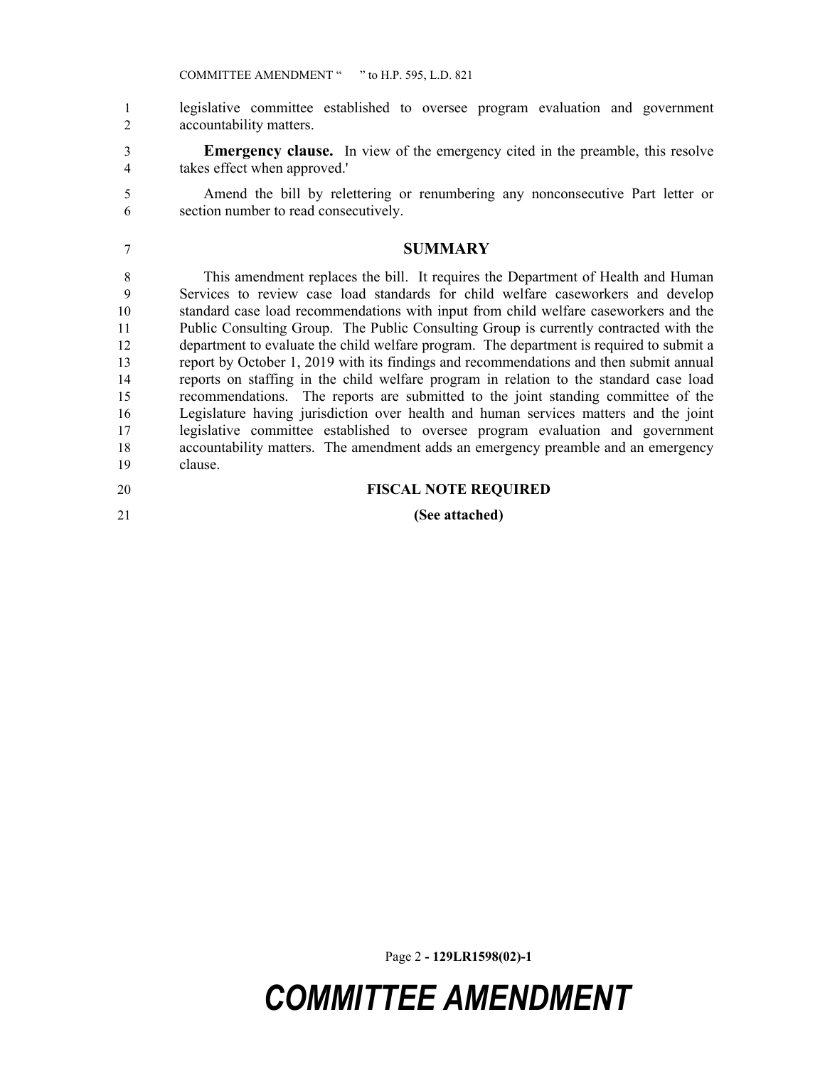legislative committee established to oversee program evaluation and government accountability matters.

**Emergency clause.** In view of the emergency cited in the preamble, this resolve takes effect when approved.'

Amend the bill by relettering or renumbering any nonconsecutive Part letter or section number to read consecutively.

## SUMMARY

This amendment replaces the bill. It requires the Department of Health and Human Services to review case load standards for child welfare caseworkers and develop standard case load recommendations with input from child welfare caseworkers and the Public Consulting Group. The Public Consulting Group is currently contracted with the department to evaluate the child welfare program. The department is required to submit a report by October 1, 2019 with its findings and recommendations and then submit annual reports on staffing in the child welfare program in relation to the standard case load recommendations. The reports are submitted to the joint standing committee of the Legislature having jurisdiction over health and human services matters and the joint legislative committee established to oversee program evaluation and government accountability matters. The amendment adds an emergency preamble and an emergency clause.

**FISCAL NOTE REQUIRED**

**(See attached)**